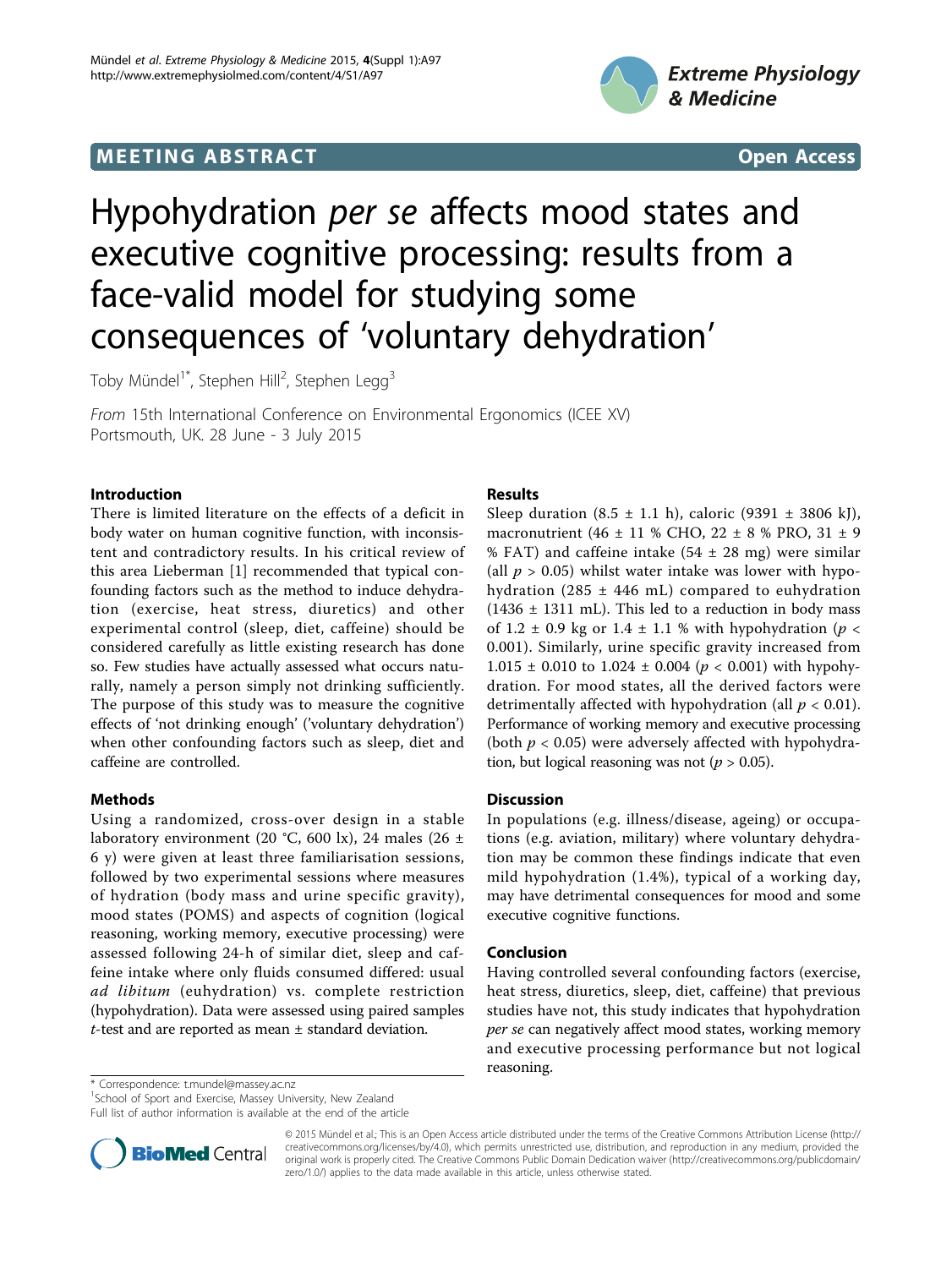MEETING ABSTRACT Open Access

# Hypohydration *per se* affects mood states and executive cognitive processing: results from a face-valid model for studying some consequences of 'voluntary dehydration'

Toby Mündel[1*], Stephen Hill[2], Stephen Legg[3]

*From* 15th International Conference on Environmental Ergonomics (ICEE XV)
Portsmouth, UK. 28 June - 3 July 2015

## Introduction

There is limited literature on the effects of a deficit in body water on human cognitive function, with inconsistent and contradictory results. In his critical review of this area Lieberman [1] recommended that typical confounding factors such as the method to induce dehydration (exercise, heat stress, diuretics) and other experimental control (sleep, diet, caffeine) should be considered carefully as little existing research has done so. Few studies have actually assessed what occurs naturally, namely a person simply not drinking sufficiently. The purpose of this study was to measure the cognitive effects of 'not drinking enough' ('voluntary dehydration') when other confounding factors such as sleep, diet and caffeine are controlled.

## Methods

Using a randomized, cross-over design in a stable laboratory environment (20 °C, 600 lx), 24 males (26 ± 6 y) were given at least three familiarisation sessions, followed by two experimental sessions where measures of hydration (body mass and urine specific gravity), mood states (POMS) and aspects of cognition (logical reasoning, working memory, executive processing) were assessed following 24-h of similar diet, sleep and caffeine intake where only fluids consumed differed: usual *ad libitum* (euhydration) vs. complete restriction (hypohydration). Data were assessed using paired samples *t*-test and are reported as mean ± standard deviation.

## Results

Sleep duration (8.5 ± 1.1 h), caloric (9391 ± 3806 kJ), macronutrient (46 ± 11 % CHO, 22 ± 8 % PRO, 31 ± 9 % FAT) and caffeine intake (54 ± 28 mg) were similar (all $p > 0.05$) whilst water intake was lower with hypohydration (285 ± 446 mL) compared to euhydration (1436 ± 1311 mL). This led to a reduction in body mass of 1.2 ± 0.9 kg or 1.4 ± 1.1 % with hypohydration ($p < 0.001$). Similarly, urine specific gravity increased from 1.015 ± 0.010 to 1.024 ± 0.004 ($p < 0.001$) with hypohydration. For mood states, all the derived factors were detrimentally affected with hypohydration (all $p < 0.01$). Performance of working memory and executive processing (both $p < 0.05$) were adversely affected with hypohydration, but logical reasoning was not ($p > 0.05$).

## Discussion

In populations (e.g. illness/disease, ageing) or occupations (e.g. aviation, military) where voluntary dehydration may be common these findings indicate that even mild hypohydration (1.4%), typical of a working day, may have detrimental consequences for mood and some executive cognitive functions.

## Conclusion

Having controlled several confounding factors (exercise, heat stress, diuretics, sleep, diet, caffeine) that previous studies have not, this study indicates that hypohydration *per se* can negatively affect mood states, working memory and executive processing performance but not logical reasoning.

\* Correspondence: t.mundel@massey.ac.nz
[1]School of Sport and Exercise, Massey University, New Zealand
Full list of author information is available at the end of the article

© 2015 Mündel et al.; This is an Open Access article distributed under the terms of the Creative Commons Attribution License (http://creativecommons.org/licenses/by/4.0), which permits unrestricted use, distribution, and reproduction in any medium, provided the original work is properly cited. The Creative Commons Public Domain Dedication waiver (http://creativecommons.org/publicdomain/zero/1.0/) applies to the data made available in this article, unless otherwise stated.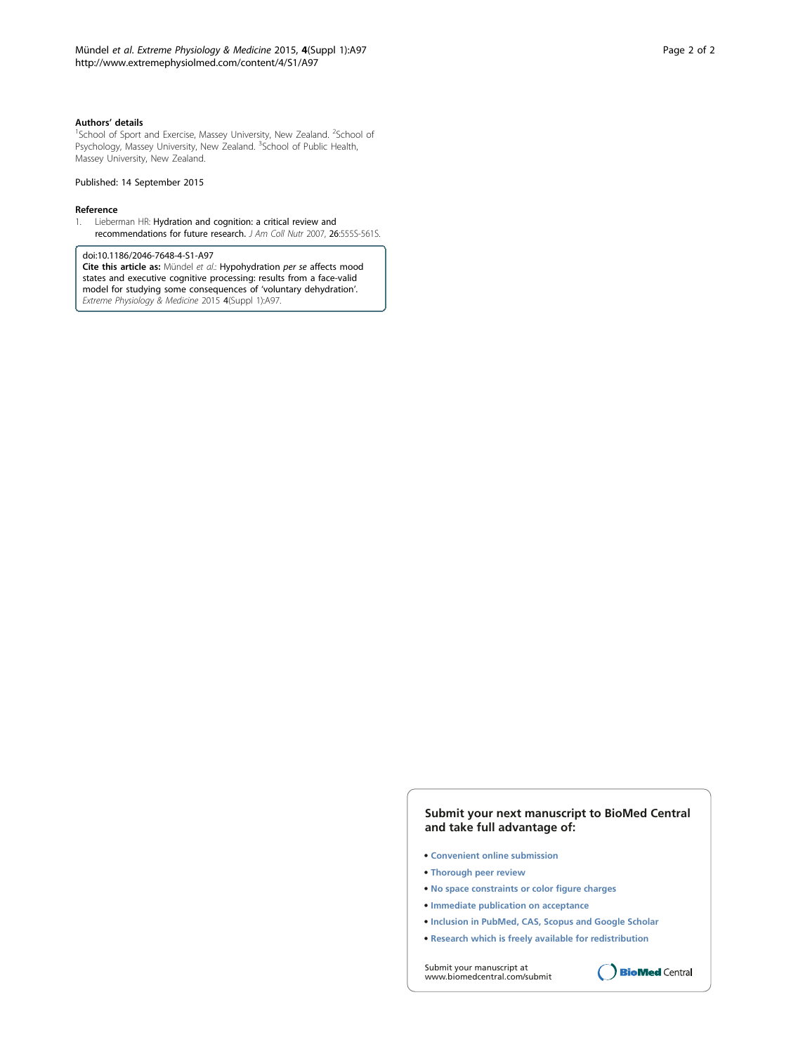### Authors' details

[1]School of Sport and Exercise, Massey University, New Zealand. [2]School of Psychology, Massey University, New Zealand. [3]School of Public Health, Massey University, New Zealand.

Published: 14 September 2015

### Reference

1. Lieberman HR: **Hydration and cognition: a critical review and recommendations for future research.** *J Am Coll Nutr* 2007, **26**:555S-561S.

doi:10.1186/2046-7648-4-S1-A97

**Cite this article as:** Mündel *et al.*: Hypohydration *per se* affects mood states and executive cognitive processing: results from a face-valid model for studying some consequences of 'voluntary dehydration'. *Extreme Physiology & Medicine* 2015 **4**(Suppl 1):A97.

**Submit your next manuscript to BioMed Central and take full advantage of:**

- **Convenient online submission**
- **Thorough peer review**
- **No space constraints or color figure charges**
- **Immediate publication on acceptance**
- **Inclusion in PubMed, CAS, Scopus and Google Scholar**
- **Research which is freely available for redistribution**

Submit your manuscript at
www.biomedcentral.com/submit

BioMed Central